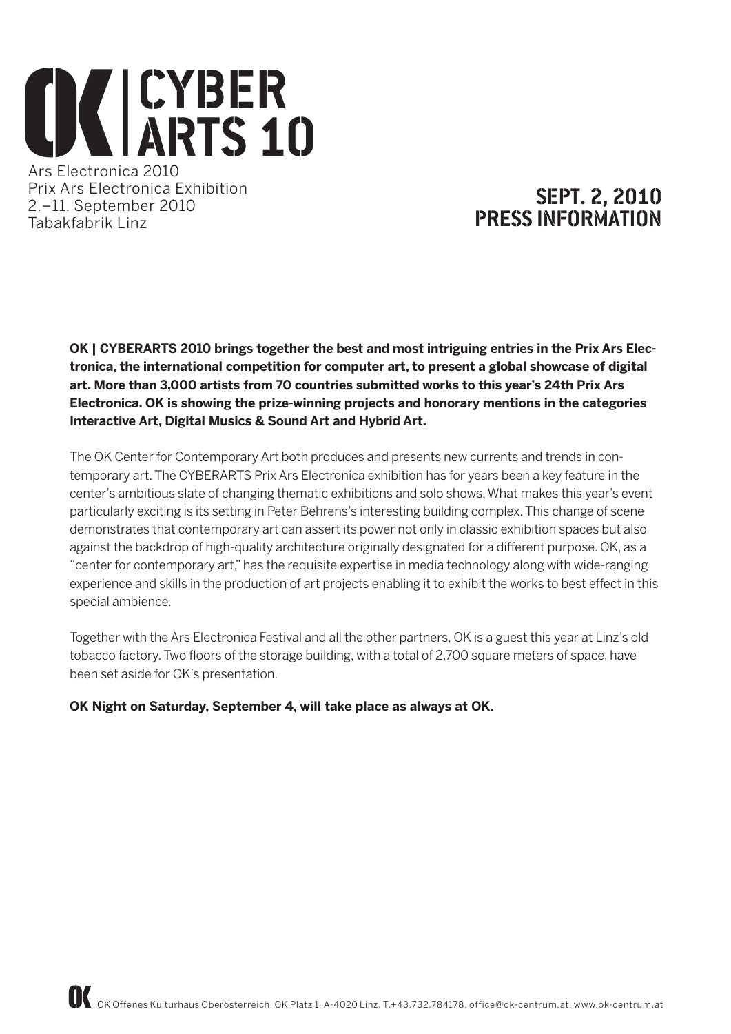# OK | CYBER ARTS 10

Ars Electronica 2010
Prix Ars Electronica Exhibition
2.–11. September 2010
Tabakfabrik Linz

## SEPT. 2, 2010
## PRESS INFORMATION

**OK | CYBERARTS 2010 brings together the best and most intriguing entries in the Prix Ars Electronica, the international competition for computer art, to present a global showcase of digital art. More than 3,000 artists from 70 countries submitted works to this year's 24th Prix Ars Electronica. OK is showing the prize-winning projects and honorary mentions in the categories Interactive Art, Digital Musics & Sound Art and Hybrid Art.**

The OK Center for Contemporary Art both produces and presents new currents and trends in contemporary art. The CYBERARTS Prix Ars Electronica exhibition has for years been a key feature in the center's ambitious slate of changing thematic exhibitions and solo shows. What makes this year's event particularly exciting is its setting in Peter Behrens's interesting building complex. This change of scene demonstrates that contemporary art can assert its power not only in classic exhibition spaces but also against the backdrop of high-quality architecture originally designated for a different purpose. OK, as a "center for contemporary art," has the requisite expertise in media technology along with wide-ranging experience and skills in the production of art projects enabling it to exhibit the works to best effect in this special ambience.

Together with the Ars Electronica Festival and all the other partners, OK is a guest this year at Linz's old tobacco factory. Two floors of the storage building, with a total of 2,700 square meters of space, have been set aside for OK's presentation.

**OK Night on Saturday, September 4, will take place as always at OK.**

OK Offenes Kulturhaus Oberösterreich, OK Platz 1, A-4020 Linz, T.+43.732.784178, office@ok-centrum.at, www.ok-centrum.at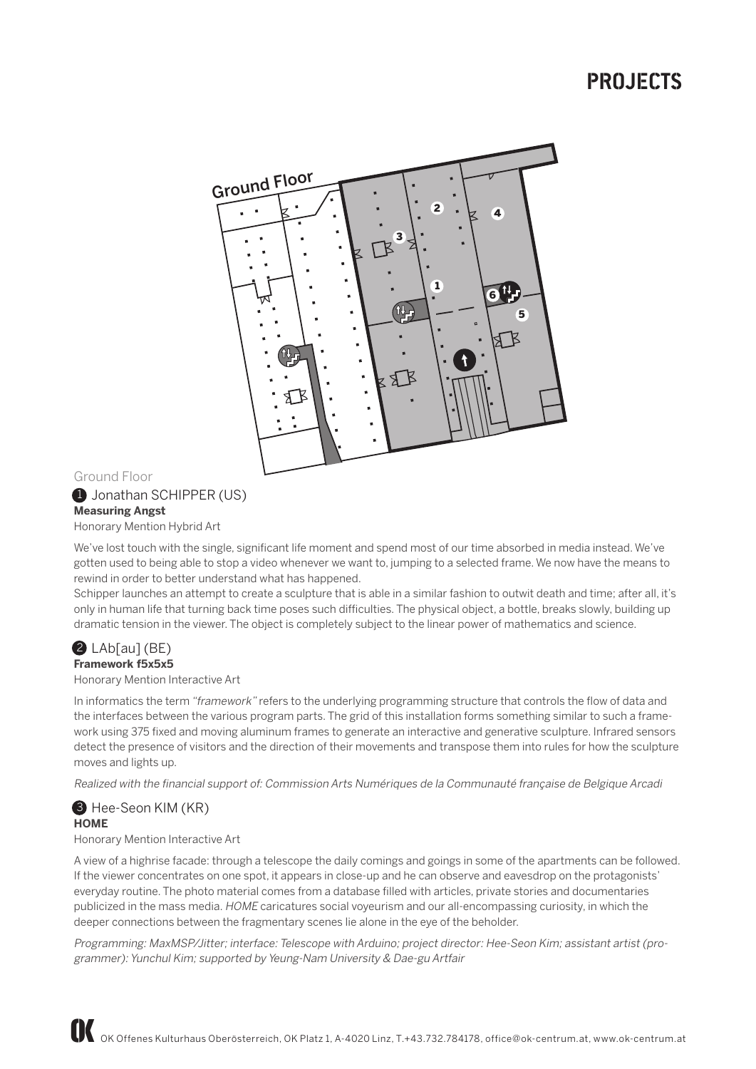# PROJECTS

Ground Floor

❶ Jonathan SCHIPPER (US)
**Measuring Angst**
Honorary Mention Hybrid Art

We've lost touch with the single, significant life moment and spend most of our time absorbed in media instead. We've gotten used to being able to stop a video whenever we want to, jumping to a selected frame. We now have the means to rewind in order to better understand what has happened.
Schipper launches an attempt to create a sculpture that is able in a similar fashion to outwit death and time; after all, it's only in human life that turning back time poses such difficulties. The physical object, a bottle, breaks slowly, building up dramatic tension in the viewer. The object is completely subject to the linear power of mathematics and science.

❷ LAb[au] (BE)
**Framework f5x5x5**
Honorary Mention Interactive Art

In informatics the term *"framework"* refers to the underlying programming structure that controls the flow of data and the interfaces between the various program parts. The grid of this installation forms something similar to such a framework using 375 fixed and moving aluminum frames to generate an interactive and generative sculpture. Infrared sensors detect the presence of visitors and the direction of their movements and transpose them into rules for how the sculpture moves and lights up.

*Realized with the financial support of: Commission Arts Numériques de la Communauté française de Belgique Arcadi*

❸ Hee-Seon KIM (KR)
**HOME**
Honorary Mention Interactive Art

A view of a highrise facade: through a telescope the daily comings and goings in some of the apartments can be followed. If the viewer concentrates on one spot, it appears in close-up and he can observe and eavesdrop on the protagonists' everyday routine. The photo material comes from a database filled with articles, private stories and documentaries publicized in the mass media. *HOME* caricatures social voyeurism and our all-encompassing curiosity, in which the deeper connections between the fragmentary scenes lie alone in the eye of the beholder.

*Programming: MaxMSP/Jitter; interface: Telescope with Arduino; project director: Hee-Seon Kim; assistant artist (programmer): Yunchul Kim; supported by Yeung-Nam University & Dae-gu Artfair*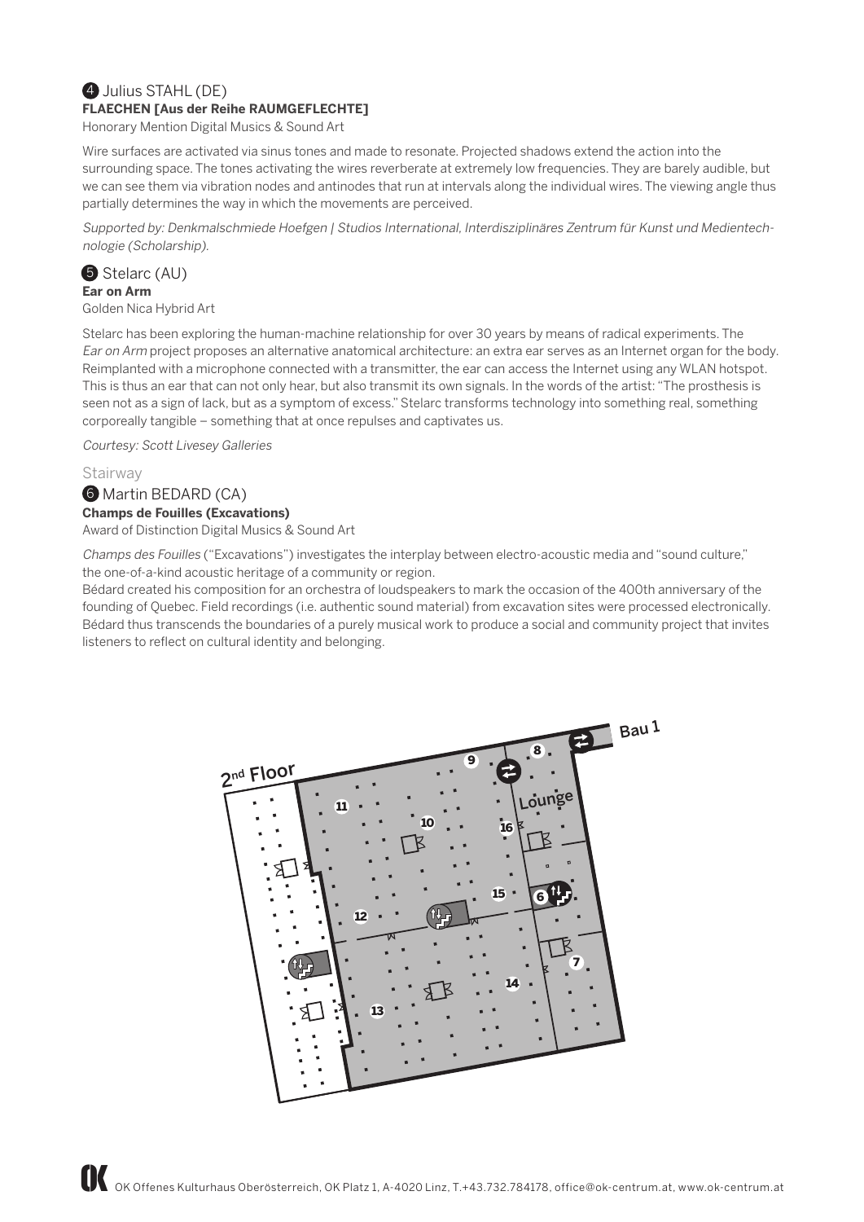### 4 Julius STAHL (DE)

**FLAECHEN [Aus der Reihe RAUMGEFLECHTE]**

Honorary Mention Digital Musics & Sound Art

Wire surfaces are activated via sinus tones and made to resonate. Projected shadows extend the action into the surrounding space. The tones activating the wires reverberate at extremely low frequencies. They are barely audible, but we can see them via vibration nodes and antinodes that run at intervals along the individual wires. The viewing angle thus partially determines the way in which the movements are perceived.

*Supported by: Denkmalschmiede Hoefgen | Studios International, Interdisziplinäres Zentrum für Kunst und Medientechnologie (Scholarship).*

### 5 Stelarc (AU)

**Ear on Arm**

Golden Nica Hybrid Art

Stelarc has been exploring the human-machine relationship for over 30 years by means of radical experiments. The *Ear on Arm* project proposes an alternative anatomical architecture: an extra ear serves as an Internet organ for the body. Reimplanted with a microphone connected with a transmitter, the ear can access the Internet using any WLAN hotspot. This is thus an ear that can not only hear, but also transmit its own signals. In the words of the artist: "The prosthesis is seen not as a sign of lack, but as a symptom of excess." Stelarc transforms technology into something real, something corporeally tangible – something that at once repulses and captivates us.

*Courtesy: Scott Livesey Galleries*

## Stairway

### 6 Martin BEDARD (CA)

**Champs de Fouilles (Excavations)**

Award of Distinction Digital Musics & Sound Art

*Champs des Fouilles* ("Excavations") investigates the interplay between electro-acoustic media and "sound culture," the one-of-a-kind acoustic heritage of a community or region.

Bédard created his composition for an orchestra of loudspeakers to mark the occasion of the 400th anniversary of the founding of Quebec. Field recordings (i.e. authentic sound material) from excavation sites were processed electronically. Bédard thus transcends the boundaries of a purely musical work to produce a social and community project that invites listeners to reflect on cultural identity and belonging.

2nd Floor — Bau 1 — Lounge

OK Offenes Kulturhaus Oberösterreich, OK Platz 1, A-4020 Linz, T.+43.732.784178, office@ok-centrum.at, www.ok-centrum.at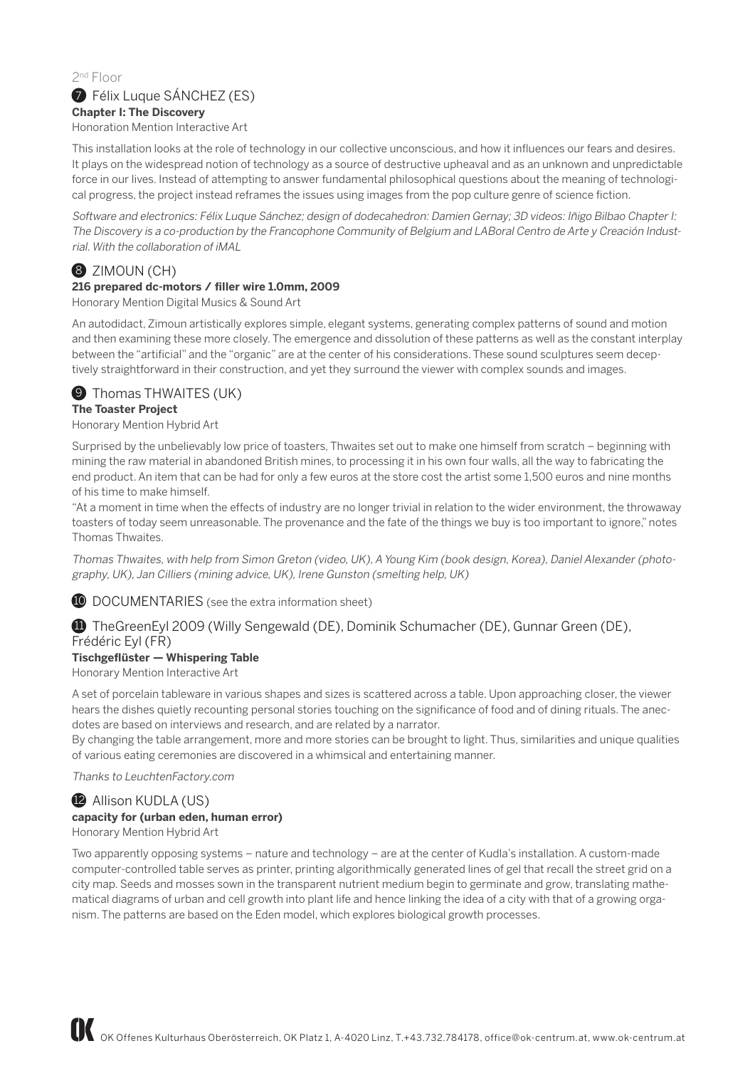2nd Floor

## 7 Félix Luque SÁNCHEZ (ES)

**Chapter I: The Discovery**

Honoration Mention Interactive Art

This installation looks at the role of technology in our collective unconscious, and how it influences our fears and desires. It plays on the widespread notion of technology as a source of destructive upheaval and as an unknown and unpredictable force in our lives. Instead of attempting to answer fundamental philosophical questions about the meaning of technological progress, the project instead reframes the issues using images from the pop culture genre of science fiction.

*Software and electronics: Félix Luque Sánchez; design of dodecahedron: Damien Gernay; 3D videos: Iñigo Bilbao Chapter I: The Discovery is a co-production by the Francophone Community of Belgium and LABoral Centro de Arte y Creación Industrial. With the collaboration of iMAL*

## 8 ZIMOUN (CH)

**216 prepared dc-motors / filler wire 1.0mm, 2009**

Honorary Mention Digital Musics & Sound Art

An autodidact, Zimoun artistically explores simple, elegant systems, generating complex patterns of sound and motion and then examining these more closely. The emergence and dissolution of these patterns as well as the constant interplay between the "artificial" and the "organic" are at the center of his considerations. These sound sculptures seem deceptively straightforward in their construction, and yet they surround the viewer with complex sounds and images.

## 9 Thomas THWAITES (UK)

**The Toaster Project**

Honorary Mention Hybrid Art

Surprised by the unbelievably low price of toasters, Thwaites set out to make one himself from scratch – beginning with mining the raw material in abandoned British mines, to processing it in his own four walls, all the way to fabricating the end product. An item that can be had for only a few euros at the store cost the artist some 1,500 euros and nine months of his time to make himself.

"At a moment in time when the effects of industry are no longer trivial in relation to the wider environment, the throwaway toasters of today seem unreasonable. The provenance and the fate of the things we buy is too important to ignore," notes Thomas Thwaites.

*Thomas Thwaites, with help from Simon Greton (video, UK), A Young Kim (book design, Korea), Daniel Alexander (photography, UK), Jan Cilliers (mining advice, UK), Irene Gunston (smelting help, UK)*

## 10 DOCUMENTARIES (see the extra information sheet)

## 11 TheGreenEyl 2009 (Willy Sengewald (DE), Dominik Schumacher (DE), Gunnar Green (DE), Frédéric Eyl (FR)

**Tischgeflüster — Whispering Table**

Honorary Mention Interactive Art

A set of porcelain tableware in various shapes and sizes is scattered across a table. Upon approaching closer, the viewer hears the dishes quietly recounting personal stories touching on the significance of food and of dining rituals. The anecdotes are based on interviews and research, and are related by a narrator.

By changing the table arrangement, more and more stories can be brought to light. Thus, similarities and unique qualities of various eating ceremonies are discovered in a whimsical and entertaining manner.

*Thanks to LeuchtenFactory.com*

## 12 Allison KUDLA (US)

**capacity for (urban eden, human error)**

Honorary Mention Hybrid Art

Two apparently opposing systems – nature and technology – are at the center of Kudla's installation. A custom-made computer-controlled table serves as printer, printing algorithmically generated lines of gel that recall the street grid on a city map. Seeds and mosses sown in the transparent nutrient medium begin to germinate and grow, translating mathematical diagrams of urban and cell growth into plant life and hence linking the idea of a city with that of a growing organism. The patterns are based on the Eden model, which explores biological growth processes.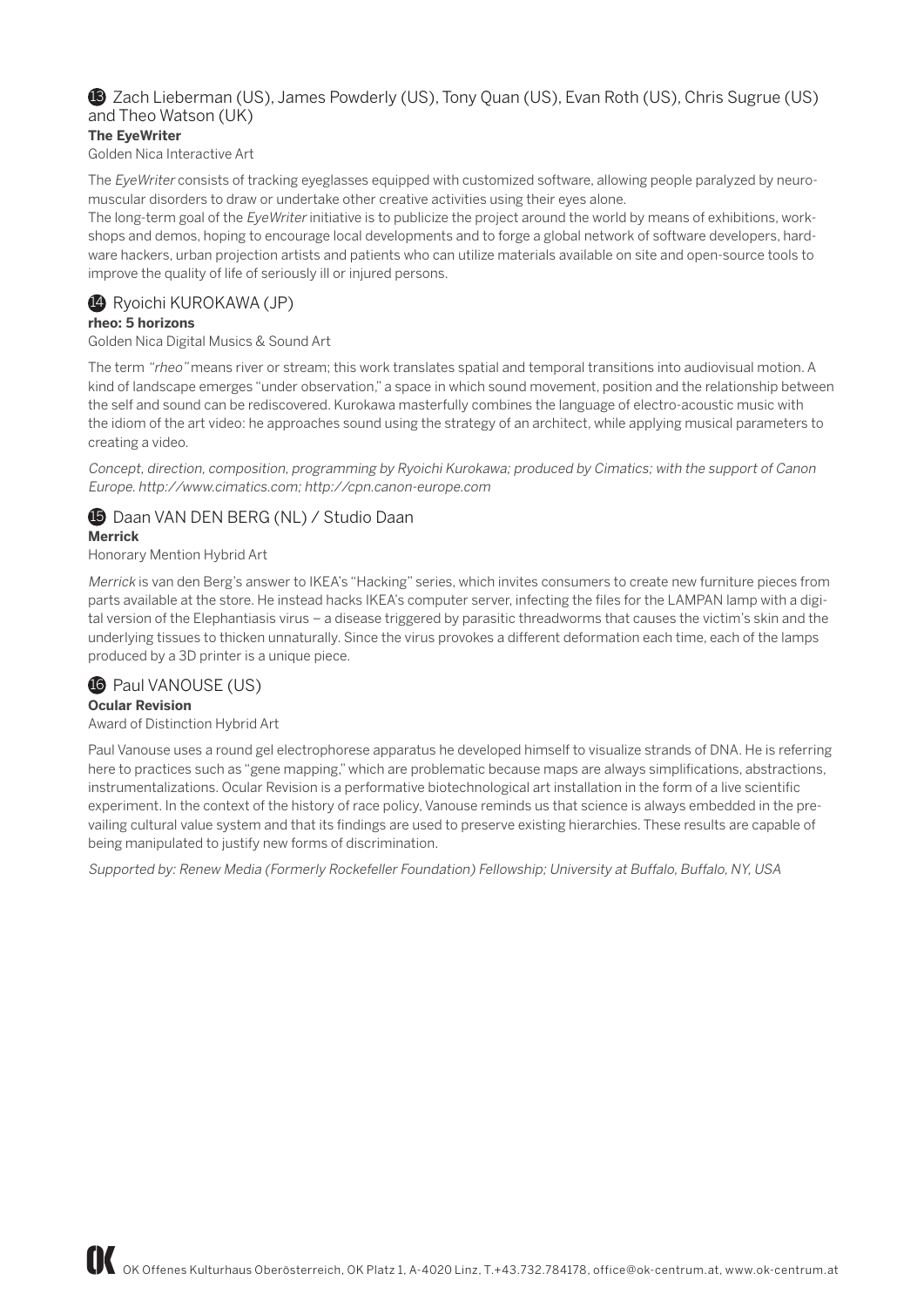## ⓭ Zach Lieberman (US), James Powderly (US), Tony Quan (US), Evan Roth (US), Chris Sugrue (US) and Theo Watson (UK)

**The EyeWriter**

Golden Nica Interactive Art

The *EyeWriter* consists of tracking eyeglasses equipped with customized software, allowing people paralyzed by neuromuscular disorders to draw or undertake other creative activities using their eyes alone.
The long-term goal of the *EyeWriter* initiative is to publicize the project around the world by means of exhibitions, workshops and demos, hoping to encourage local developments and to forge a global network of software developers, hardware hackers, urban projection artists and patients who can utilize materials available on site and open-source tools to improve the quality of life of seriously ill or injured persons.

## ⓮ Ryoichi KUROKAWA (JP)

**rheo: 5 horizons**

Golden Nica Digital Musics & Sound Art

The term *"rheo"* means river or stream; this work translates spatial and temporal transitions into audiovisual motion. A kind of landscape emerges "under observation," a space in which sound movement, position and the relationship between the self and sound can be rediscovered. Kurokawa masterfully combines the language of electro-acoustic music with the idiom of the art video: he approaches sound using the strategy of an architect, while applying musical parameters to creating a video.

*Concept, direction, composition, programming by Ryoichi Kurokawa; produced by Cimatics; with the support of Canon Europe. http://www.cimatics.com; http://cpn.canon-europe.com*

## ⓯ Daan VAN DEN BERG (NL) / Studio Daan

**Merrick**

Honorary Mention Hybrid Art

*Merrick* is van den Berg's answer to IKEA's "Hacking" series, which invites consumers to create new furniture pieces from parts available at the store. He instead hacks IKEA's computer server, infecting the files for the LAMPAN lamp with a digital version of the Elephantiasis virus – a disease triggered by parasitic threadworms that causes the victim's skin and the underlying tissues to thicken unnaturally. Since the virus provokes a different deformation each time, each of the lamps produced by a 3D printer is a unique piece.

## ⓰ Paul VANOUSE (US)

**Ocular Revision**

Award of Distinction Hybrid Art

Paul Vanouse uses a round gel electrophorese apparatus he developed himself to visualize strands of DNA. He is referring here to practices such as "gene mapping," which are problematic because maps are always simplifications, abstractions, instrumentalizations. Ocular Revision is a performative biotechnological art installation in the form of a live scientific experiment. In the context of the history of race policy, Vanouse reminds us that science is always embedded in the prevailing cultural value system and that its findings are used to preserve existing hierarchies. These results are capable of being manipulated to justify new forms of discrimination.

*Supported by: Renew Media (Formerly Rockefeller Foundation) Fellowship; University at Buffalo, Buffalo, NY, USA*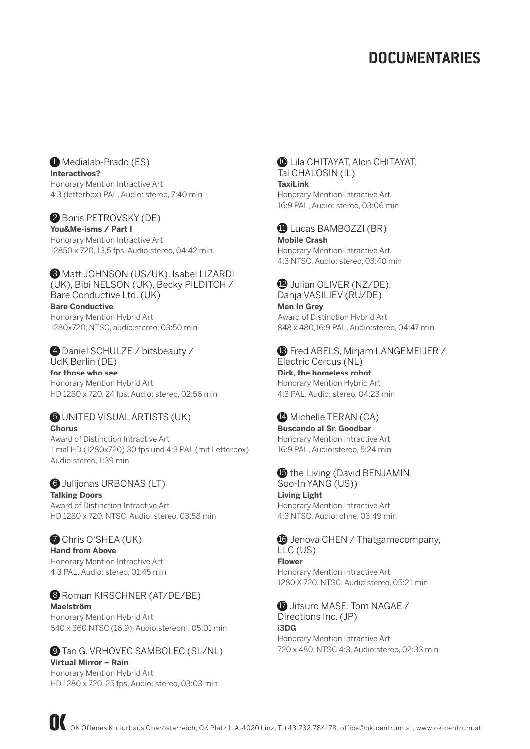# DOCUMENTARIES

1 Medialab-Prado (ES)
**Interactivos?**
Honorary Mention Intractive Art
4:3 (letterbox) PAL, Audio: stereo, 7:40 min

2 Boris PETROVSKY (DE)
**You&Me-isms / Part I**
Honorary Mention Intractive Art
12850 x 720, 13,5 fps, Audio:stereo, 04:42 min.

3 Matt JOHNSON (US/UK), Isabel LIZARDI (UK), Bibi NELSON (UK), Becky PILDITCH / Bare Conductive Ltd. (UK)
**Bare Conductive**
Honorary Mention Hybrid Art
1280x720, NTSC, audio:stereo, 03:50 min

4 Daniel SCHULZE / bitsbeauty / UdK Berlin (DE)
**for those who see**
Honorary Mention Hybrid Art
HD 1280 x 720, 24 fps, Audio: stereo, 02:56 min

5 UNITED VISUAL ARTISTS (UK)
**Chorus**
Award of Distinction Intractive Art
1 mal HD (1280x720) 30 fps und 4:3 PAL (mit Letterbox), Audio:stereo, 1:39 min

6 Julijonas URBONAS (LT)
**Talking Doors**
Award of Distinction Intractive Art
HD 1280 x 720, NTSC, Audio: stereo, 03:58 min

7 Chris O'SHEA (UK)
**Hand from Above**
Honorary Mention Intractive Art
4:3 PAL, Audio: stereo, 01:45 min

8 Roman KIRSCHNER (AT/DE/BE)
**Maelström**
Honorary Mention Hybrid Art
640 x 360 NTSC (16:9), Audio:stereom, 05:01 min

9 Tao G. VRHOVEC SAMBOLEC (SL/NL)
**Virtual Mirror – Rain**
Honorary Mention Hybrid Art
HD 1280 x 720, 25 fps, Audio: stereo, 03:03 min

10 Lila CHITAYAT, Alon CHITAYAT, Tal CHALOSIN (IL)
**TaxiLink**
Honorary Mention Intractive Art
16:9 PAL, Audio: stereo, 03:06 min

11 Lucas BAMBOZZI (BR)
**Mobile Crash**
Honorary Mention Intractive Art
4:3 NTSC, Audio: stereo, 03:40 min

12 Julian OLIVER (NZ/DE), Danja VASILIEV (RU/DE)
**Men In Grey**
Award of Distinction Hybrid Art
848 x 480,16:9 PAL, Audio:stereo, 04:47 min

13 Fred ABELS, Mirjam LANGEMEIJER / Electric Cercus (NL)
**Dirk, the homeless robot**
Honorary Mention Hybrid Art
4:3 PAL, Audio: stereo, 04:23 min

14 Michelle TERAN (CA)
**Buscando al Sr. Goodbar**
Honorary Mention Intractive Art
16:9 PAL, Audio:stereo, 5:24 min

15 the Living (David BENJAMIN, Soo-In YANG (US))
**Living Light**
Honorary Mention Intractive Art
4:3 NTSC, Audio: ohne, 03:49 min

16 Jenova CHEN / Thatgamecompany, LLC (US)
**Flower**
Honorary Mention Intractive Art
1280 X 720, NTSC, Audio:stereo, 05:21 min

17 Jitsuro MASE, Tom NAGAE / Directions Inc. (JP)
**i3DG**
Honorary Mention Intractive Art
720 x 480, NTSC 4:3, Audio:stereo, 02:33 min

OK Offenes Kulturhaus Oberösterreich, OK Platz 1, A-4020 Linz, T.+43.732.784178, office@ok-centrum.at, www.ok-centrum.at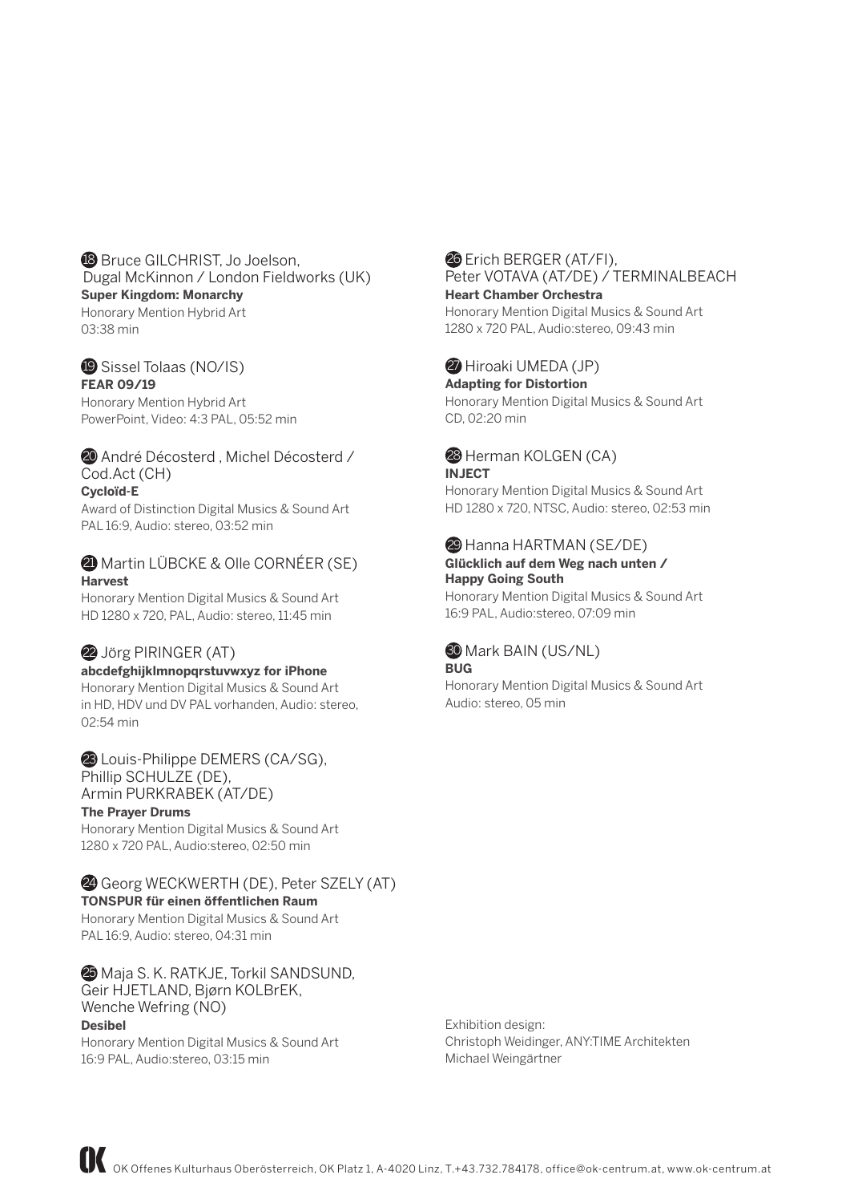18 Bruce GILCHRIST, Jo Joelson, Dugal McKinnon / London Fieldworks (UK)
**Super Kingdom: Monarchy**
Honorary Mention Hybrid Art
03:38 min

19 Sissel Tolaas (NO/IS)
**FEAR 09/19**
Honorary Mention Hybrid Art
PowerPoint, Video: 4:3 PAL, 05:52 min

20 André Décosterd , Michel Décosterd / Cod.Act (CH)
**Cycloïd-E**
Award of Distinction Digital Musics & Sound Art
PAL 16:9, Audio: stereo, 03:52 min

21 Martin LÜBCKE & Olle CORNÉER (SE)
**Harvest**
Honorary Mention Digital Musics & Sound Art
HD 1280 x 720, PAL, Audio: stereo, 11:45 min

22 Jörg PIRINGER (AT)
**abcdefghijklmnopqrstuvwxyz for iPhone**
Honorary Mention Digital Musics & Sound Art
in HD, HDV und DV PAL vorhanden, Audio: stereo, 02:54 min

23 Louis-Philippe DEMERS (CA/SG), Phillip SCHULZE (DE), Armin PURKRABEK (AT/DE)
**The Prayer Drums**
Honorary Mention Digital Musics & Sound Art
1280 x 720 PAL, Audio:stereo, 02:50 min

24 Georg WECKWERTH (DE), Peter SZELY (AT)
**TONSPUR für einen öffentlichen Raum**
Honorary Mention Digital Musics & Sound Art
PAL 16:9, Audio: stereo, 04:31 min

25 Maja S. K. RATKJE, Torkil SANDSUND, Geir HJETLAND, Bjørn KOLBrEK, Wenche Wefring (NO)
**Desibel**
Honorary Mention Digital Musics & Sound Art
16:9 PAL, Audio:stereo, 03:15 min

26 Erich BERGER (AT/FI), Peter VOTAVA (AT/DE) / TERMINALBEACH
**Heart Chamber Orchestra**
Honorary Mention Digital Musics & Sound Art
1280 x 720 PAL, Audio:stereo, 09:43 min

27 Hiroaki UMEDA (JP)
**Adapting for Distortion**
Honorary Mention Digital Musics & Sound Art
CD, 02:20 min

28 Herman KOLGEN (CA)
**INJECT**
Honorary Mention Digital Musics & Sound Art
HD 1280 x 720, NTSC, Audio: stereo, 02:53 min

29 Hanna HARTMAN (SE/DE)
**Glücklich auf dem Weg nach unten / Happy Going South**
Honorary Mention Digital Musics & Sound Art
16:9 PAL, Audio:stereo, 07:09 min

30 Mark BAIN (US/NL)
**BUG**
Honorary Mention Digital Musics & Sound Art
Audio: stereo, 05 min

Exhibition design:
Christoph Weidinger, ANY:TIME Architekten
Michael Weingärtner

OK Offenes Kulturhaus Oberösterreich, OK Platz 1, A-4020 Linz, T.+43.732.784178, office@ok-centrum.at, www.ok-centrum.at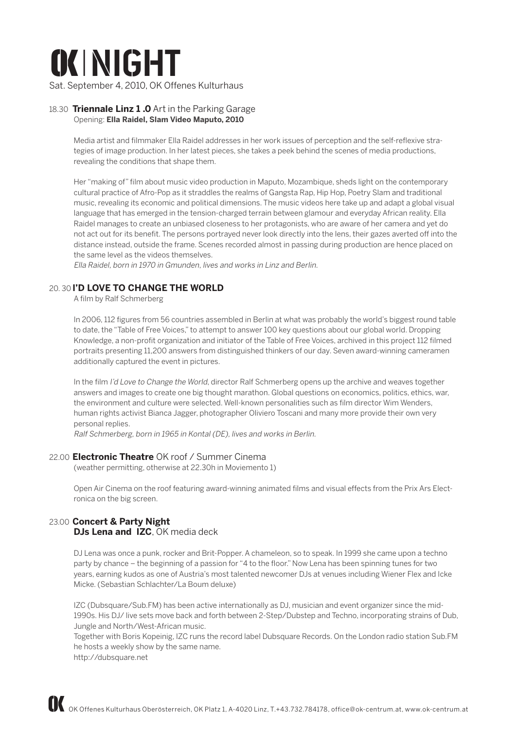# OK | NIGHT

Sat. September 4, 2010, OK Offenes Kulturhaus

## 18.30 **Triennale Linz 1 .0** Art in the Parking Garage

Opening: **Ella Raidel, Slam Video Maputo, 2010**

Media artist and filmmaker Ella Raidel addresses in her work issues of perception and the self-reflexive strategies of image production. In her latest pieces, she takes a peek behind the scenes of media productions, revealing the conditions that shape them.

Her "making of" film about music video production in Maputo, Mozambique, sheds light on the contemporary cultural practice of Afro-Pop as it straddles the realms of Gangsta Rap, Hip Hop, Poetry Slam and traditional music, revealing its economic and political dimensions. The music videos here take up and adapt a global visual language that has emerged in the tension-charged terrain between glamour and everyday African reality. Ella Raidel manages to create an unbiased closeness to her protagonists, who are aware of her camera and yet do not act out for its benefit. The persons portrayed never look directly into the lens, their gazes averted off into the distance instead, outside the frame. Scenes recorded almost in passing during production are hence placed on the same level as the videos themselves.

*Ella Raidel, born in 1970 in Gmunden, lives and works in Linz and Berlin.*

## 20. 30 **I'D LOVE TO CHANGE THE WORLD**

A film by Ralf Schmerberg

In 2006, 112 figures from 56 countries assembled in Berlin at what was probably the world's biggest round table to date, the "Table of Free Voices," to attempt to answer 100 key questions about our global world. Dropping Knowledge, a non-profit organization and initiator of the Table of Free Voices, archived in this project 112 filmed portraits presenting 11,200 answers from distinguished thinkers of our day. Seven award-winning cameramen additionally captured the event in pictures.

In the film *I'd Love to Change the World*, director Ralf Schmerberg opens up the archive and weaves together answers and images to create one big thought marathon. Global questions on economics, politics, ethics, war, the environment and culture were selected. Well-known personalities such as film director Wim Wenders, human rights activist Bianca Jagger, photographer Oliviero Toscani and many more provide their own very personal replies.

*Ralf Schmerberg, born in 1965 in Kontal (DE), lives and works in Berlin.*

## 22.00 **Electronic Theatre** OK roof / Summer Cinema

(weather permitting, otherwise at 22.30h in Moviemento 1)

Open Air Cinema on the roof featuring award-winning animated films and visual effects from the Prix Ars Electronica on the big screen.

## 23.00 **Concert & Party Night**

**DJs Lena and IZC**, OK media deck

DJ Lena was once a punk, rocker and Brit-Popper. A chameleon, so to speak. In 1999 she came upon a techno party by chance – the beginning of a passion for "4 to the floor." Now Lena has been spinning tunes for two years, earning kudos as one of Austria's most talented newcomer DJs at venues including Wiener Flex and Icke Micke. (Sebastian Schlachter/La Boum deluxe)

IZC (Dubsquare/Sub.FM) has been active internationally as DJ, musician and event organizer since the mid-1990s. His DJ/ live sets move back and forth between 2-Step/Dubstep and Techno, incorporating strains of Dub, Jungle and North/West-African music.

Together with Boris Kopeinig, IZC runs the record label Dubsquare Records. On the London radio station Sub.FM he hosts a weekly show by the same name.

http://dubsquare.net

OK Offenes Kulturhaus Oberösterreich, OK Platz 1, A-4020 Linz, T.+43.732.784178, office@ok-centrum.at, www.ok-centrum.at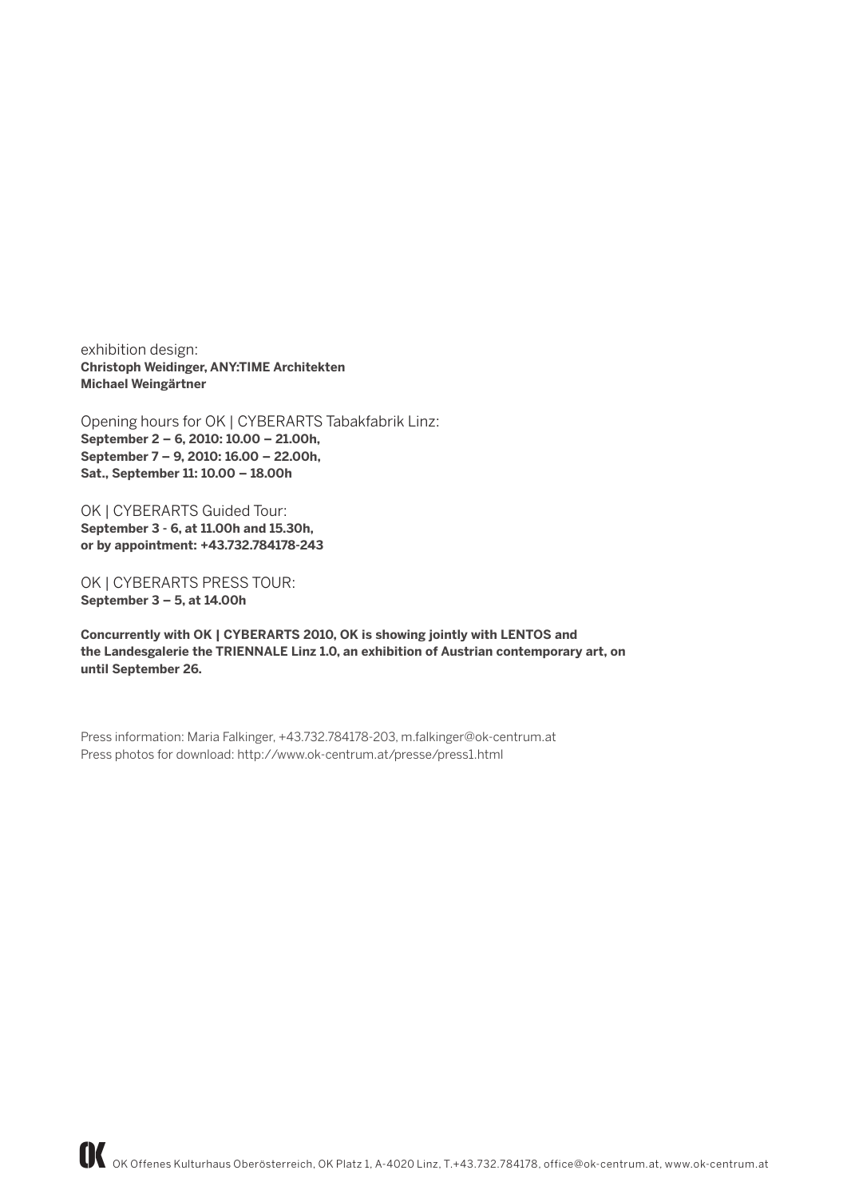exhibition design:
**Christoph Weidinger, ANY:TIME Architekten**
**Michael Weingärtner**

Opening hours for OK | CYBERARTS Tabakfabrik Linz:
**September 2 – 6, 2010: 10.00 – 21.00h,**
**September 7 – 9, 2010: 16.00 – 22.00h,**
**Sat., September 11: 10.00 – 18.00h**

OK | CYBERARTS Guided Tour:
**September 3 - 6, at 11.00h and 15.30h,**
**or by appointment: +43.732.784178-243**

OK | CYBERARTS PRESS TOUR:
**September 3 – 5, at 14.00h**

**Concurrently with OK | CYBERARTS 2010, OK is showing jointly with LENTOS and the Landesgalerie the TRIENNALE Linz 1.0, an exhibition of Austrian contemporary art, on until September 26.**

Press information: Maria Falkinger, +43.732.784178-203, m.falkinger@ok-centrum.at
Press photos for download: http://www.ok-centrum.at/presse/press1.html

OK Offenes Kulturhaus Oberösterreich, OK Platz 1, A-4020 Linz, T.+43.732.784178, office@ok-centrum.at, www.ok-centrum.at